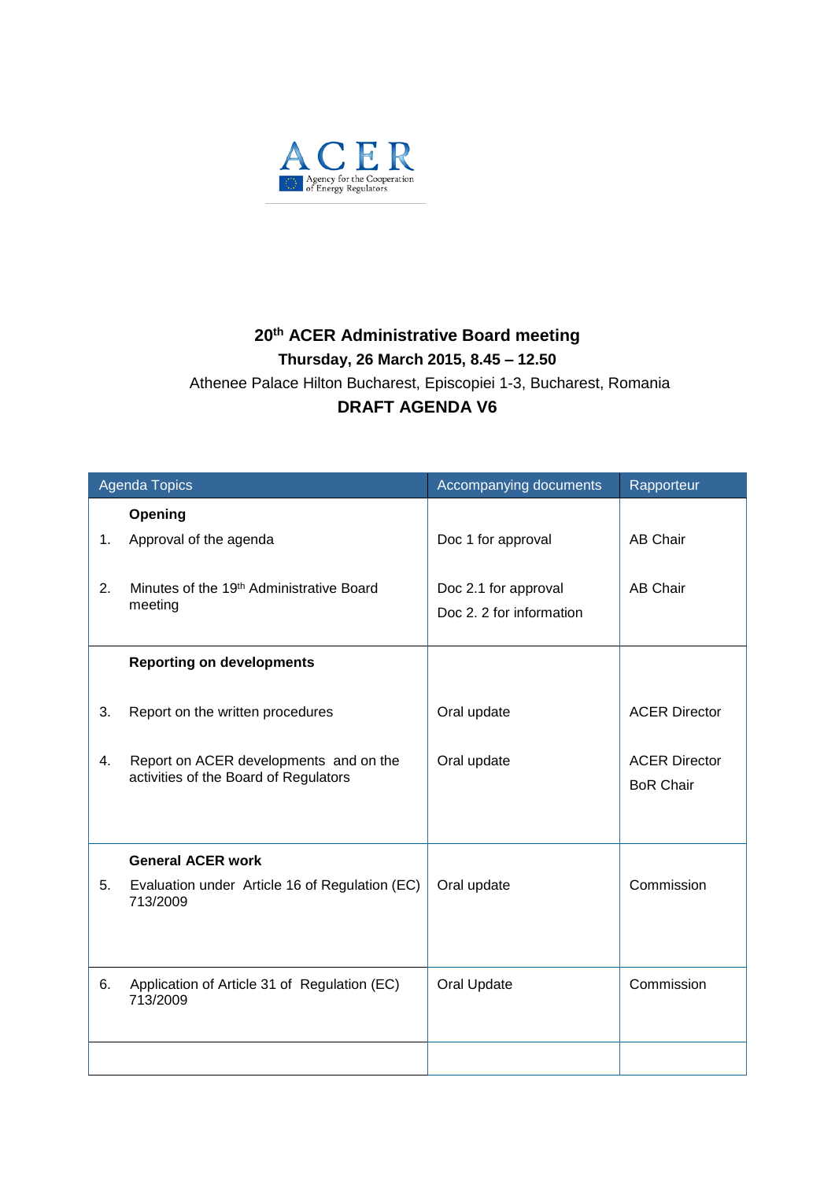ACER

Agency for the Cooperation of Energy Regulators

# 20th ACER Administrative Board meeting

**Thursday, 26 March 2015, 8.45 – 12.50**

Athenee Palace Hilton Bucharest, Episcopiei 1-3, Bucharest, Romania

**DRAFT AGENDA V6**

| Agenda Topics | Accompanying documents | Rapporteur |
|---|---|---|
| **Opening** | | |
| 1. Approval of the agenda | Doc 1 for approval | AB Chair |
| 2. Minutes of the 19th Administrative Board meeting | Doc 2.1 for approval<br>Doc 2. 2 for information | AB Chair |
| **Reporting on developments** | | |
| 3. Report on the written procedures | Oral update | ACER Director |
| 4. Report on ACER developments and on the activities of the Board of Regulators | Oral update | ACER Director<br>BoR Chair |
| **General ACER work** | | |
| 5. Evaluation under Article 16 of Regulation (EC) 713/2009 | Oral update | Commission |
| 6. Application of Article 31 of Regulation (EC) 713/2009 | Oral Update | Commission |
| | | |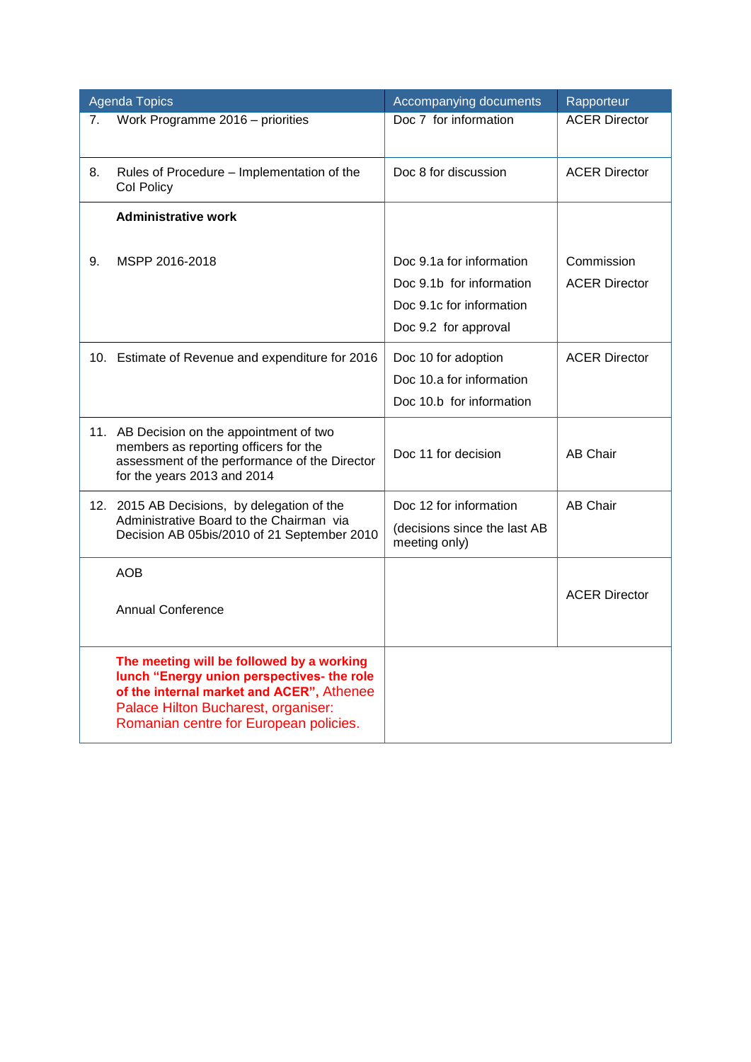| Agenda Topics | Accompanying documents | Rapporteur |
|---|---|---|
| 7. Work Programme 2016 – priorities | Doc 7 for information | ACER Director |
| 8. Rules of Procedure – Implementation of the CoI Policy | Doc 8 for discussion | ACER Director |
| **Administrative work** | | |
| 9. MSPP 2016-2018 | Doc 9.1a for information<br>Doc 9.1b for information<br>Doc 9.1c for information<br>Doc 9.2 for approval | Commission<br>ACER Director |
| 10. Estimate of Revenue and expenditure for 2016 | Doc 10 for adoption<br>Doc 10.a for information<br>Doc 10.b for information | ACER Director |
| 11. AB Decision on the appointment of two members as reporting officers for the assessment of the performance of the Director for the years 2013 and 2014 | Doc 11 for decision | AB Chair |
| 12. 2015 AB Decisions, by delegation of the Administrative Board to the Chairman via Decision AB 05bis/2010 of 21 September 2010 | Doc 12 for information<br>(decisions since the last AB meeting only) | AB Chair |
| AOB<br><br>Annual Conference | | ACER Director |
| **The meeting will be followed by a working lunch "Energy union perspectives- the role of the internal market and ACER"**, Athenee Palace Hilton Bucharest, organiser: Romanian centre for European policies. | | |